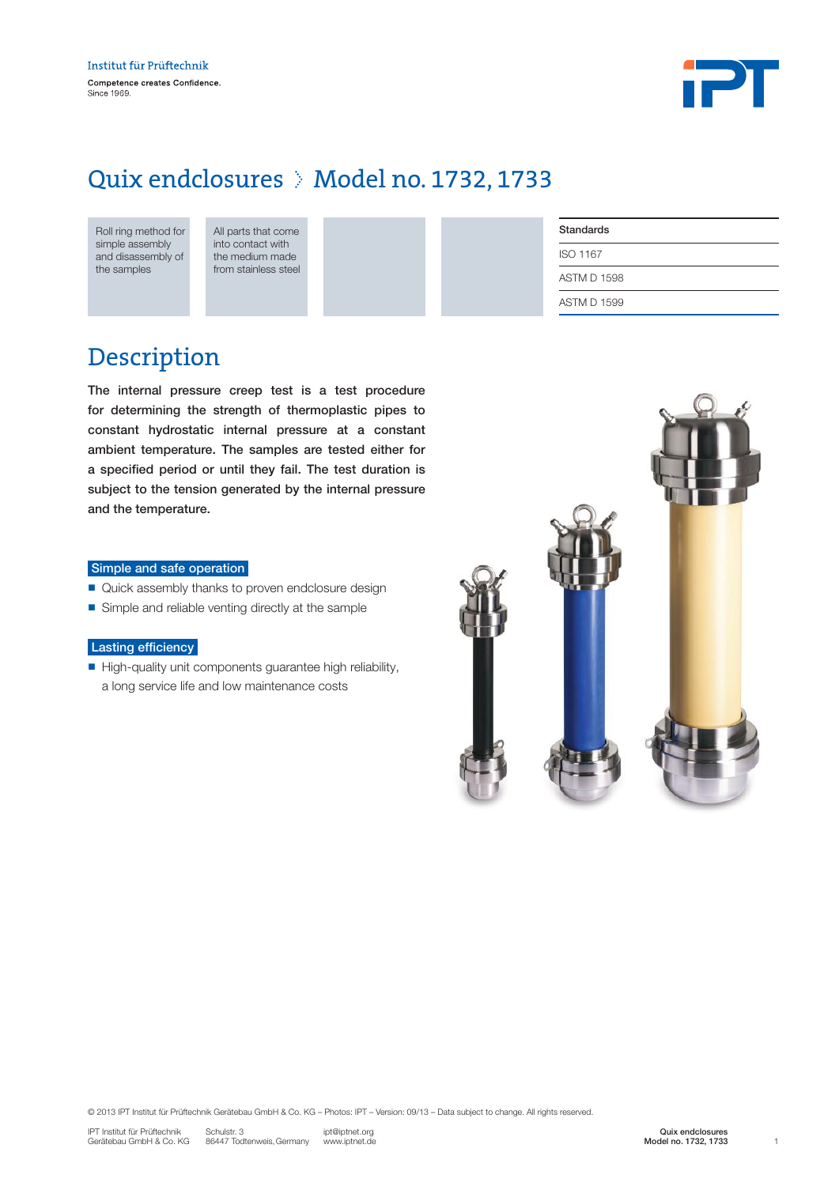Institut für Prüftechnik

Competence creates Confidence.
Since 1969.

# Quix endclosures › Model no. 1732, 1733

Roll ring method for simple assembly and disassembly of the samples

All parts that come into contact with the medium made from stainless steel

| Standards |
|---|
| ISO 1167 |
| ASTM D 1598 |
| ASTM D 1599 |

## Description

**The internal pressure creep test is a test procedure for determining the strength of thermoplastic pipes to constant hydrostatic internal pressure at a constant ambient temperature. The samples are tested either for a specified period or until they fail. The test duration is subject to the tension generated by the internal pressure and the temperature.**

### Simple and safe operation

- Quick assembly thanks to proven endclosure design
- Simple and reliable venting directly at the sample

### Lasting efficiency

- High-quality unit components guarantee high reliability, a long service life and low maintenance costs

© 2013 IPT Institut für Prüftechnik Gerätebau GmbH & Co. KG – Photos: IPT – Version: 09/13 – Data subject to change. All rights reserved.

IPT Institut für Prüftechnik Gerätebau GmbH & Co. KG · Schulstr. 3, 86447 Todtenweis, Germany · ipt@iptnet.org · www.iptnet.de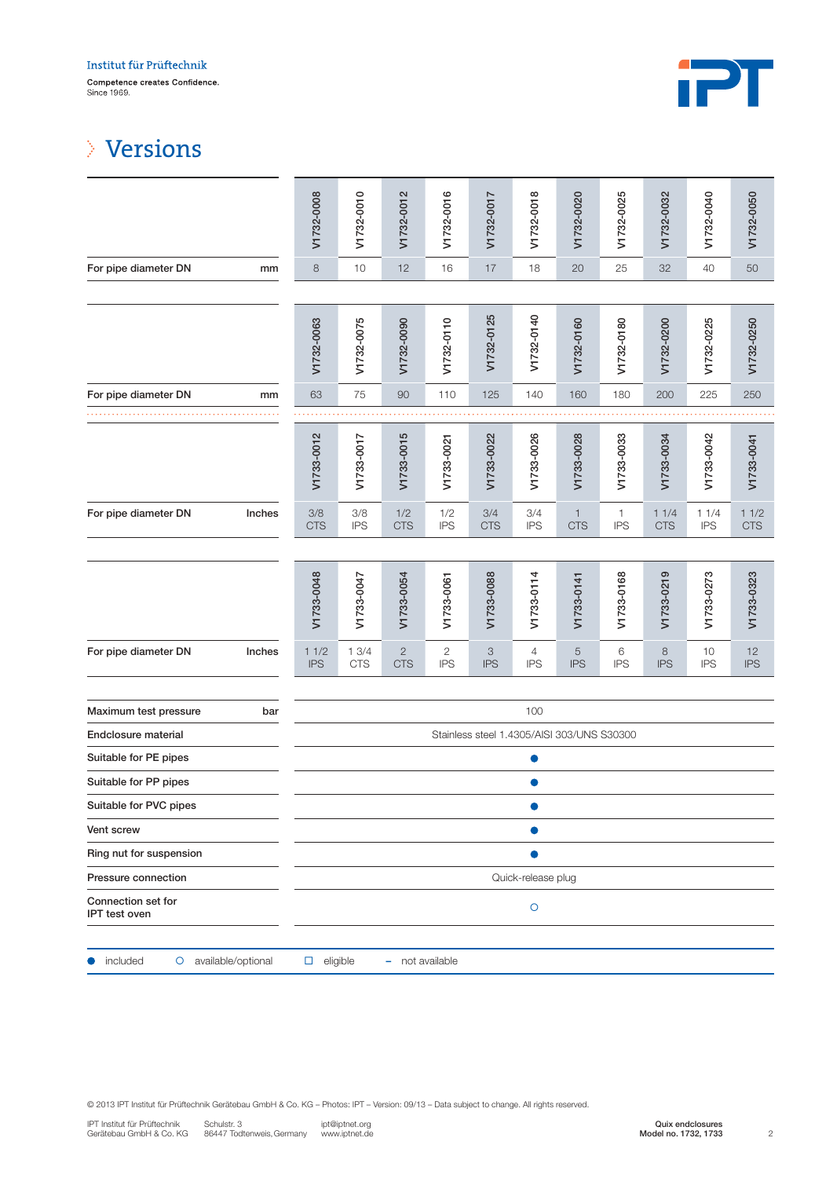Institut für Prüftechnik

Competence creates Confidence.
Since 1969.

# Versions

| | | V1732-0008 | V1732-0010 | V1732-0012 | V1732-0016 | V1732-0017 | V1732-0018 | V1732-0020 | V1732-0025 | V1732-0032 | V1732-0040 | V1732-0050 |
|---|---|---|---|---|---|---|---|---|---|---|---|---|
| For pipe diameter DN | mm | 8 | 10 | 12 | 16 | 17 | 18 | 20 | 25 | 32 | 40 | 50 |

| | | V1732-0063 | V1732-0075 | V1732-0090 | V1732-0110 | V1732-0125 | V1732-0140 | V1732-0160 | V1732-0180 | V1732-0200 | V1732-0225 | V1732-0250 |
|---|---|---|---|---|---|---|---|---|---|---|---|---|
| For pipe diameter DN | mm | 63 | 75 | 90 | 110 | 125 | 140 | 160 | 180 | 200 | 225 | 250 |

| | | V1733-0012 | V1733-0017 | V1733-0015 | V1733-0021 | V1733-0022 | V1733-0026 | V1733-0028 | V1733-0033 | V1733-0034 | V1733-0042 | V1733-0041 |
|---|---|---|---|---|---|---|---|---|---|---|---|---|
| For pipe diameter DN | Inches | 3/8 CTS | 3/8 IPS | 1/2 CTS | 1/2 IPS | 3/4 CTS | 3/4 IPS | 1 CTS | 1 IPS | 1 1/4 CTS | 1 1/4 IPS | 1 1/2 CTS |

| | | V1733-0048 | V1733-0047 | V1733-0054 | V1733-0061 | V1733-0088 | V1733-0114 | V1733-0141 | V1733-0168 | V1733-0219 | V1733-0273 | V1733-0323 |
|---|---|---|---|---|---|---|---|---|---|---|---|---|
| For pipe diameter DN | Inches | 1 1/2 IPS | 1 3/4 CTS | 2 CTS | 2 IPS | 3 IPS | 4 IPS | 5 IPS | 6 IPS | 8 IPS | 10 IPS | 12 IPS |

| | | |
|---|---|---|
| Maximum test pressure | bar | 100 |
| Endclosure material | | Stainless steel 1.4305/AISI 303/UNS S30300 |
| Suitable for PE pipes | | ● |
| Suitable for PP pipes | | ● |
| Suitable for PVC pipes | | ● |
| Vent screw | | ● |
| Ring nut for suspension | | ● |
| Pressure connection | | Quick-release plug |
| Connection set for IPT test oven | | ○ |

● included ○ available/optional ☐ eligible – not available

© 2013 IPT Institut für Prüftechnik Gerätebau GmbH & Co. KG – Photos: IPT – Version: 09/13 – Data subject to change. All rights reserved.

IPT Institut für Prüftechnik Gerätebau GmbH & Co. KG | Schulstr. 3, 86447 Todtenweis, Germany | ipt@iptnet.org, www.iptnet.de

Quix endclosures
Model no. 1732, 1733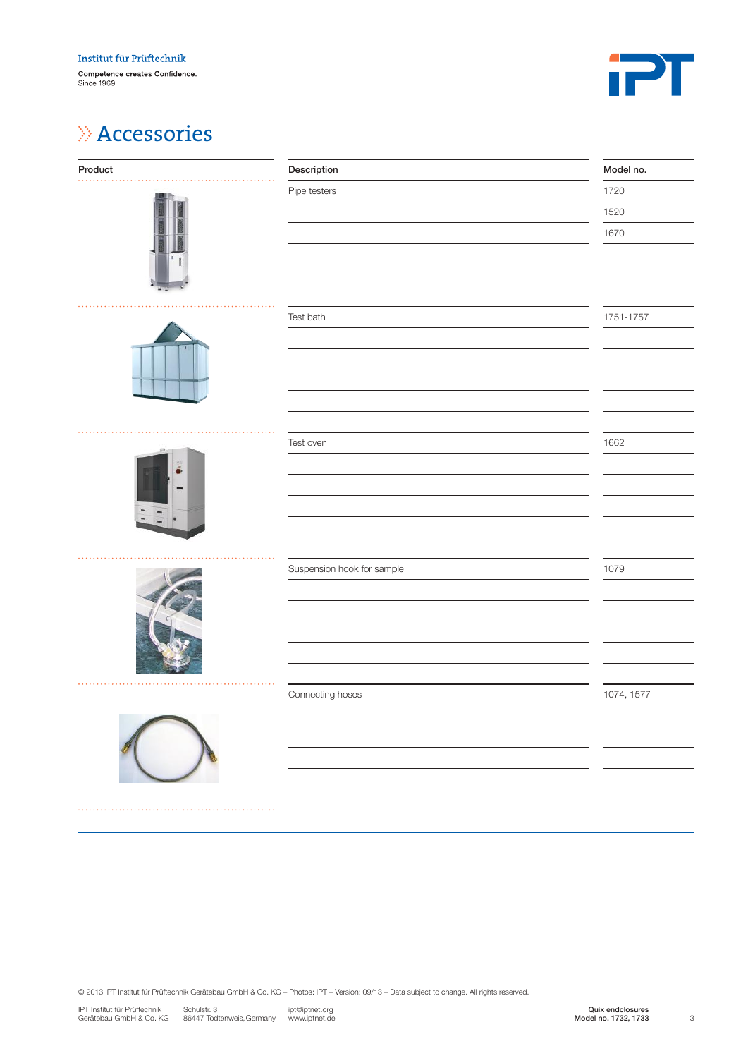Institut für Prüftechnik

Competence creates Confidence.
Since 1969.

# Accessories

| Product | Description | Model no. |
|---|---|---|
| | Pipe testers | 1720 |
| | | 1520 |
| | | 1670 |
| | Test bath | 1751-1757 |
| | Test oven | 1662 |
| | Suspension hook for sample | 1079 |
| | Connecting hoses | 1074, 1577 |

© 2013 IPT Institut für Prüftechnik Gerätebau GmbH & Co. KG – Photos: IPT – Version: 09/13 – Data subject to change. All rights reserved.

IPT Institut für Prüftechnik Gerätebau GmbH & Co. KG
Schulstr. 3
86447 Todtenweis, Germany
ipt@iptnet.org
www.iptnet.de

**Quix endclosures**
**Model no. 1732, 1733**